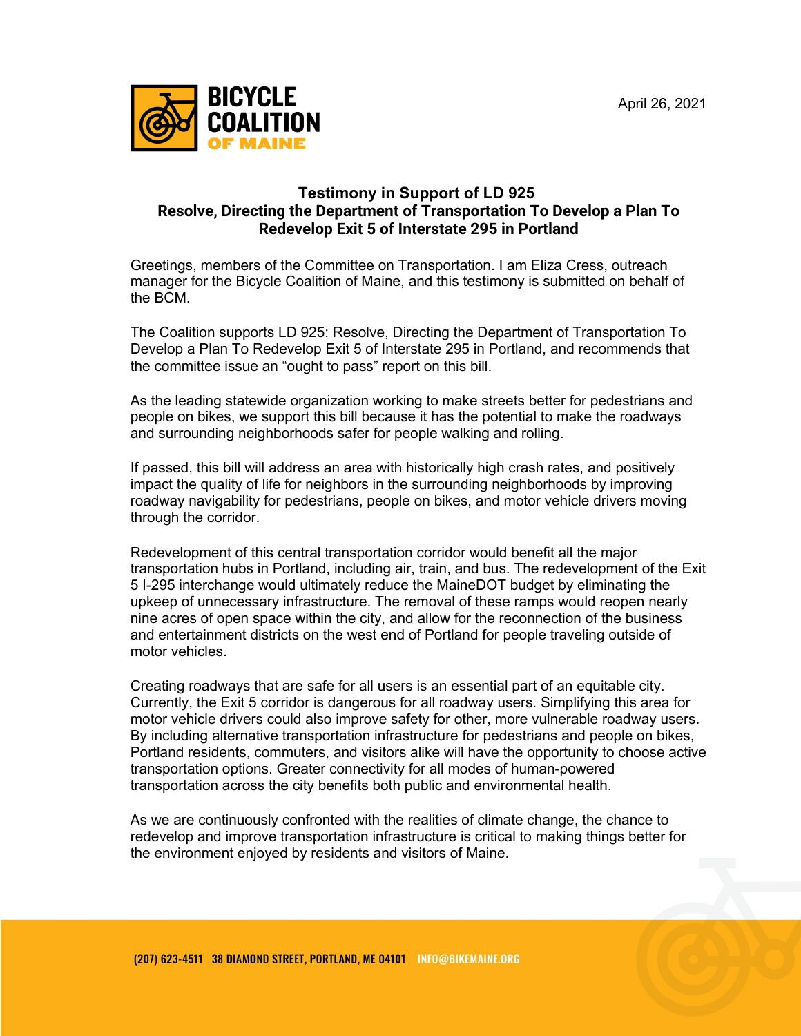**BICYCLE COALITION OF MAINE**

April 26, 2021

## Testimony in Support of LD 925
## Resolve, Directing the Department of Transportation To Develop a Plan To Redevelop Exit 5 of Interstate 295 in Portland

Greetings, members of the Committee on Transportation. I am Eliza Cress, outreach manager for the Bicycle Coalition of Maine, and this testimony is submitted on behalf of the BCM.

The Coalition supports LD 925: Resolve, Directing the Department of Transportation To Develop a Plan To Redevelop Exit 5 of Interstate 295 in Portland, and recommends that the committee issue an "ought to pass" report on this bill.

As the leading statewide organization working to make streets better for pedestrians and people on bikes, we support this bill because it has the potential to make the roadways and surrounding neighborhoods safer for people walking and rolling.

If passed, this bill will address an area with historically high crash rates, and positively impact the quality of life for neighbors in the surrounding neighborhoods by improving roadway navigability for pedestrians, people on bikes, and motor vehicle drivers moving through the corridor.

Redevelopment of this central transportation corridor would benefit all the major transportation hubs in Portland, including air, train, and bus. The redevelopment of the Exit 5 I-295 interchange would ultimately reduce the MaineDOT budget by eliminating the upkeep of unnecessary infrastructure. The removal of these ramps would reopen nearly nine acres of open space within the city, and allow for the reconnection of the business and entertainment districts on the west end of Portland for people traveling outside of motor vehicles.

Creating roadways that are safe for all users is an essential part of an equitable city. Currently, the Exit 5 corridor is dangerous for all roadway users. Simplifying this area for motor vehicle drivers could also improve safety for other, more vulnerable roadway users. By including alternative transportation infrastructure for pedestrians and people on bikes, Portland residents, commuters, and visitors alike will have the opportunity to choose active transportation options. Greater connectivity for all modes of human-powered transportation across the city benefits both public and environmental health.

As we are continuously confronted with the realities of climate change, the chance to redevelop and improve transportation infrastructure is critical to making things better for the environment enjoyed by residents and visitors of Maine.

(207) 623-4511 38 DIAMOND STREET, PORTLAND, ME 04101 INFO@BIKEMAINE.ORG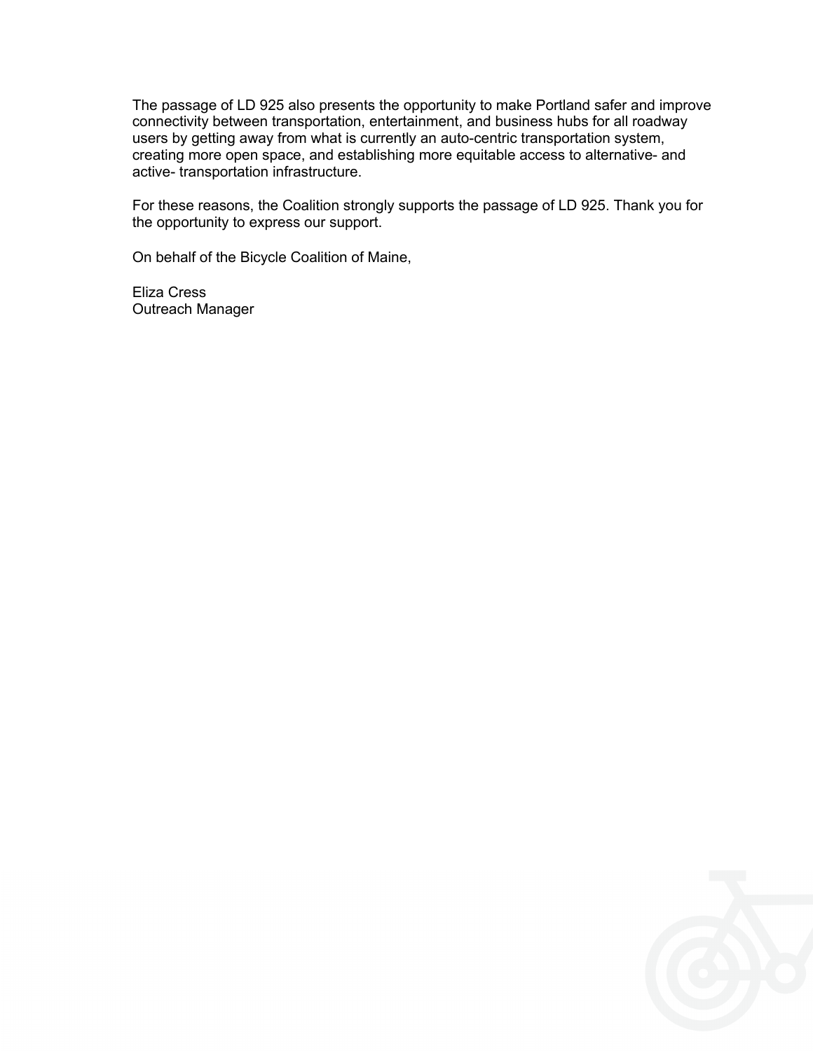The passage of LD 925 also presents the opportunity to make Portland safer and improve connectivity between transportation, entertainment, and business hubs for all roadway users by getting away from what is currently an auto-centric transportation system, creating more open space, and establishing more equitable access to alternative- and active- transportation infrastructure.

For these reasons, the Coalition strongly supports the passage of LD 925. Thank you for the opportunity to express our support.

On behalf of the Bicycle Coalition of Maine,

Eliza Cress
Outreach Manager